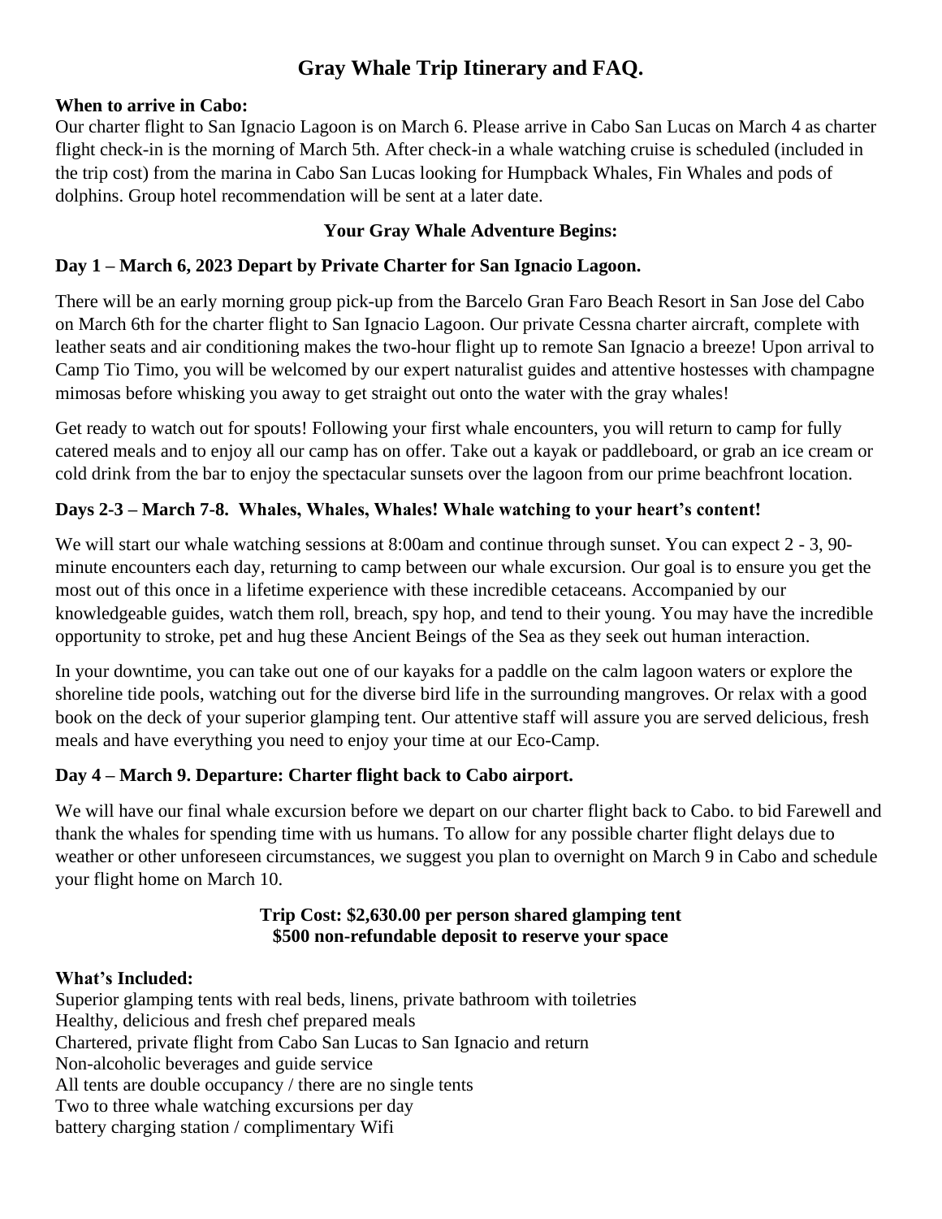# Gray Whale Trip Itinerary and FAQ.

**When to arrive in Cabo:**

Our charter flight to San Ignacio Lagoon is on March 6. Please arrive in Cabo San Lucas on March 4 as charter flight check-in is the morning of March 5th. After check-in a whale watching cruise is scheduled (included in the trip cost) from the marina in Cabo San Lucas looking for Humpback Whales, Fin Whales and pods of dolphins. Group hotel recommendation will be sent at a later date.

## Your Gray Whale Adventure Begins:

### Day 1 – March 6, 2023 Depart by Private Charter for San Ignacio Lagoon.

There will be an early morning group pick-up from the Barcelo Gran Faro Beach Resort in San Jose del Cabo on March 6th for the charter flight to San Ignacio Lagoon. Our private Cessna charter aircraft, complete with leather seats and air conditioning makes the two-hour flight up to remote San Ignacio a breeze! Upon arrival to Camp Tio Timo, you will be welcomed by our expert naturalist guides and attentive hostesses with champagne mimosas before whisking you away to get straight out onto the water with the gray whales!

Get ready to watch out for spouts! Following your first whale encounters, you will return to camp for fully catered meals and to enjoy all our camp has on offer. Take out a kayak or paddleboard, or grab an ice cream or cold drink from the bar to enjoy the spectacular sunsets over the lagoon from our prime beachfront location.

### Days 2-3 – March 7-8. Whales, Whales, Whales! Whale watching to your heart's content!

We will start our whale watching sessions at 8:00am and continue through sunset. You can expect 2 - 3, 90-minute encounters each day, returning to camp between our whale excursion. Our goal is to ensure you get the most out of this once in a lifetime experience with these incredible cetaceans. Accompanied by our knowledgeable guides, watch them roll, breach, spy hop, and tend to their young. You may have the incredible opportunity to stroke, pet and hug these Ancient Beings of the Sea as they seek out human interaction.

In your downtime, you can take out one of our kayaks for a paddle on the calm lagoon waters or explore the shoreline tide pools, watching out for the diverse bird life in the surrounding mangroves. Or relax with a good book on the deck of your superior glamping tent. Our attentive staff will assure you are served delicious, fresh meals and have everything you need to enjoy your time at our Eco-Camp.

### Day 4 – March 9. Departure: Charter flight back to Cabo airport.

We will have our final whale excursion before we depart on our charter flight back to Cabo. to bid Farewell and thank the whales for spending time with us humans. To allow for any possible charter flight delays due to weather or other unforeseen circumstances, we suggest you plan to overnight on March 9 in Cabo and schedule your flight home on March 10.

**Trip Cost: $2,630.00 per person shared glamping tent**
**$500 non-refundable deposit to reserve your space**

**What's Included:**

Superior glamping tents with real beds, linens, private bathroom with toiletries
Healthy, delicious and fresh chef prepared meals
Chartered, private flight from Cabo San Lucas to San Ignacio and return
Non-alcoholic beverages and guide service
All tents are double occupancy / there are no single tents
Two to three whale watching excursions per day
battery charging station / complimentary Wifi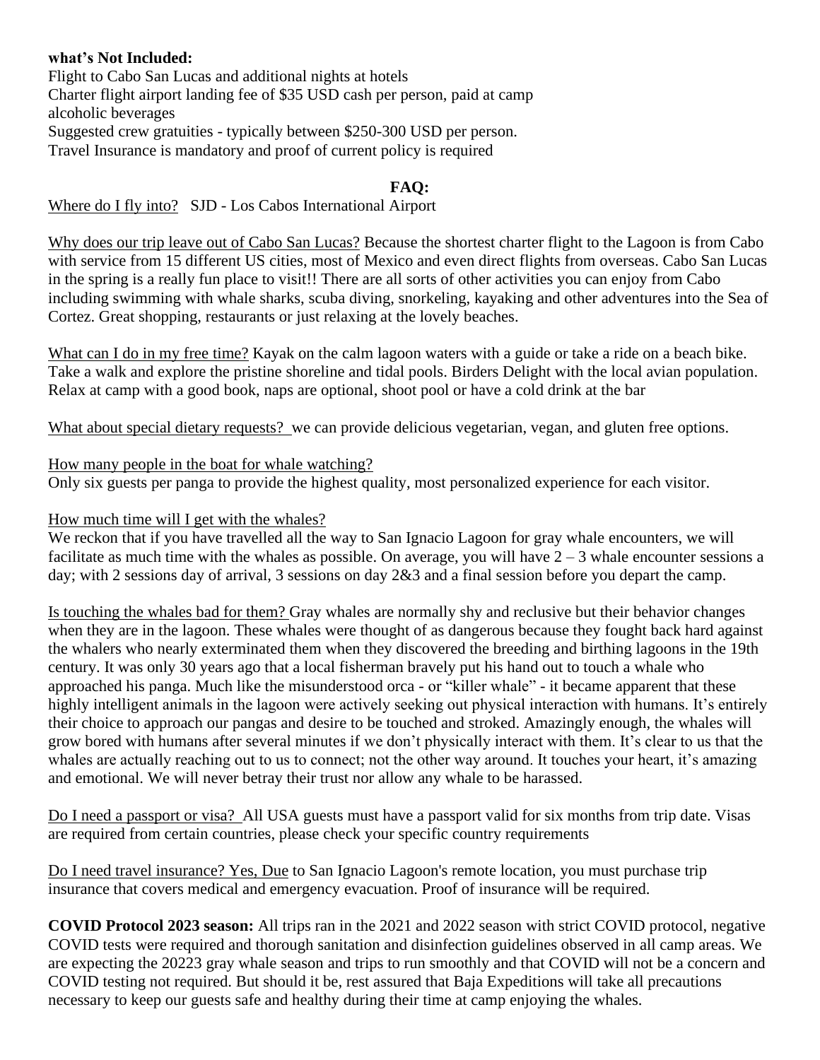**what's Not Included:**

Flight to Cabo San Lucas and additional nights at hotels
Charter flight airport landing fee of $35 USD cash per person, paid at camp
alcoholic beverages
Suggested crew gratuities - typically between $250-300 USD per person.
Travel Insurance is mandatory and proof of current policy is required

**FAQ:**

Where do I fly into? SJD - Los Cabos International Airport

Why does our trip leave out of Cabo San Lucas? Because the shortest charter flight to the Lagoon is from Cabo with service from 15 different US cities, most of Mexico and even direct flights from overseas. Cabo San Lucas in the spring is a really fun place to visit!! There are all sorts of other activities you can enjoy from Cabo including swimming with whale sharks, scuba diving, snorkeling, kayaking and other adventures into the Sea of Cortez. Great shopping, restaurants or just relaxing at the lovely beaches.

What can I do in my free time? Kayak on the calm lagoon waters with a guide or take a ride on a beach bike. Take a walk and explore the pristine shoreline and tidal pools. Birders Delight with the local avian population. Relax at camp with a good book, naps are optional, shoot pool or have a cold drink at the bar

What about special dietary requests? we can provide delicious vegetarian, vegan, and gluten free options.

How many people in the boat for whale watching?
Only six guests per panga to provide the highest quality, most personalized experience for each visitor.

How much time will I get with the whales?
We reckon that if you have travelled all the way to San Ignacio Lagoon for gray whale encounters, we will facilitate as much time with the whales as possible. On average, you will have 2 – 3 whale encounter sessions a day; with 2 sessions day of arrival, 3 sessions on day 2&3 and a final session before you depart the camp.

Is touching the whales bad for them? Gray whales are normally shy and reclusive but their behavior changes when they are in the lagoon. These whales were thought of as dangerous because they fought back hard against the whalers who nearly exterminated them when they discovered the breeding and birthing lagoons in the 19th century. It was only 30 years ago that a local fisherman bravely put his hand out to touch a whale who approached his panga. Much like the misunderstood orca - or "killer whale" - it became apparent that these highly intelligent animals in the lagoon were actively seeking out physical interaction with humans. It's entirely their choice to approach our pangas and desire to be touched and stroked. Amazingly enough, the whales will grow bored with humans after several minutes if we don't physically interact with them. It's clear to us that the whales are actually reaching out to us to connect; not the other way around. It touches your heart, it's amazing and emotional. We will never betray their trust nor allow any whale to be harassed.

Do I need a passport or visa? All USA guests must have a passport valid for six months from trip date. Visas are required from certain countries, please check your specific country requirements

Do I need travel insurance? Yes, Due to San Ignacio Lagoon's remote location, you must purchase trip insurance that covers medical and emergency evacuation. Proof of insurance will be required.

**COVID Protocol 2023 season:** All trips ran in the 2021 and 2022 season with strict COVID protocol, negative COVID tests were required and thorough sanitation and disinfection guidelines observed in all camp areas. We are expecting the 20223 gray whale season and trips to run smoothly and that COVID will not be a concern and COVID testing not required. But should it be, rest assured that Baja Expeditions will take all precautions necessary to keep our guests safe and healthy during their time at camp enjoying the whales.